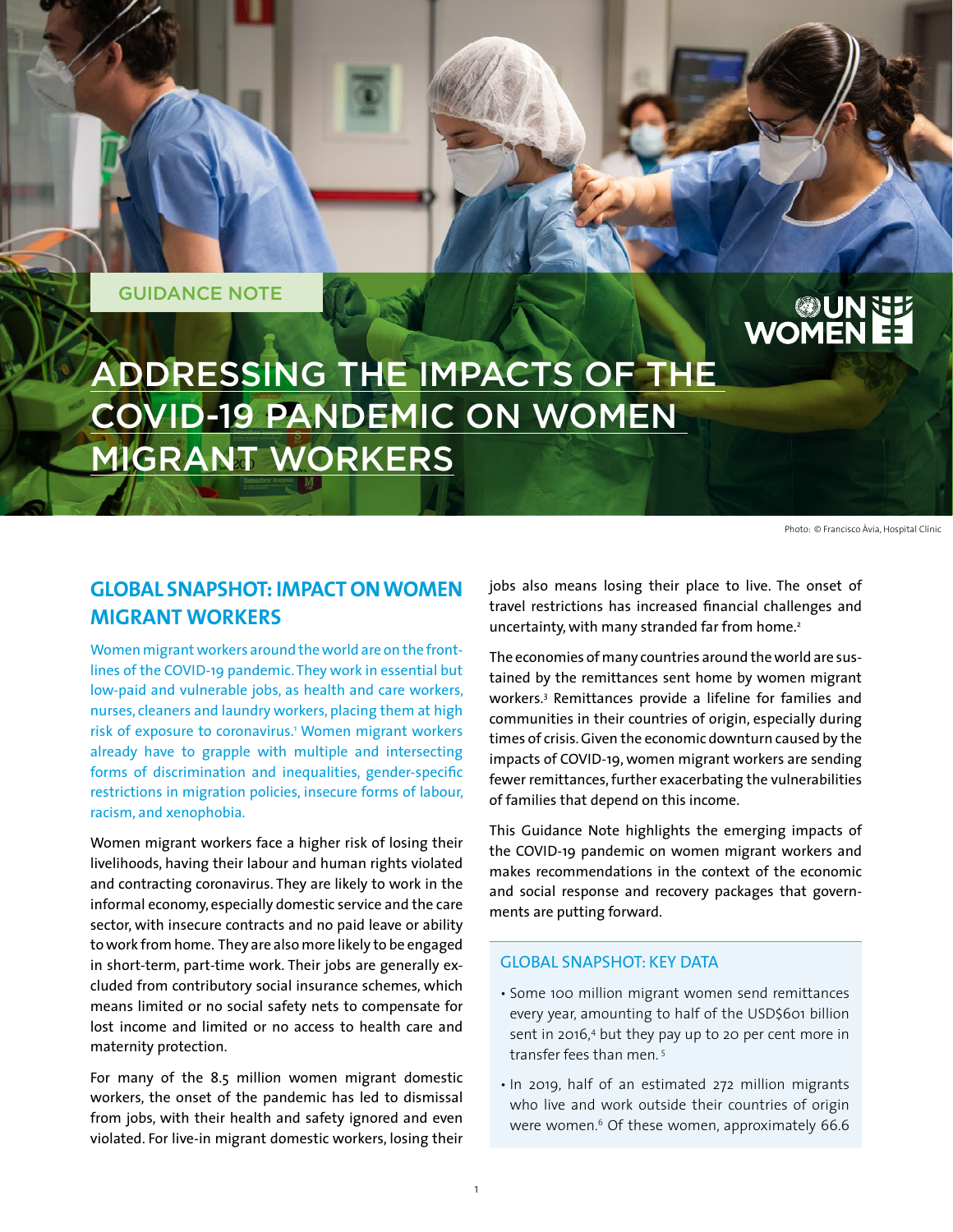GUIDANCE NOTE

# ADDRESSING THE IMPACTS OF THE COVID-19 PANDEMIC ON WOMEN MIGRANT WORKERS

Photo: © Francisco Àvia, Hospital Clínic

## GLOBAL SNAPSHOT: IMPACT ON WOMEN MIGRANT WORKERS

Women migrant workers around the world are on the front-lines of the COVID-19 pandemic. They work in essential but low-paid and vulnerable jobs, as health and care workers, nurses, cleaners and laundry workers, placing them at high risk of exposure to coronavirus.[1] Women migrant workers already have to grapple with multiple and intersecting forms of discrimination and inequalities, gender-specific restrictions in migration policies, insecure forms of labour, racism, and xenophobia.

Women migrant workers face a higher risk of losing their livelihoods, having their labour and human rights violated and contracting coronavirus. They are likely to work in the informal economy, especially domestic service and the care sector, with insecure contracts and no paid leave or ability to work from home. They are also more likely to be engaged in short-term, part-time work. Their jobs are generally excluded from contributory social insurance schemes, which means limited or no social safety nets to compensate for lost income and limited or no access to health care and maternity protection.

For many of the 8.5 million women migrant domestic workers, the onset of the pandemic has led to dismissal from jobs, with their health and safety ignored and even violated. For live-in migrant domestic workers, losing their jobs also means losing their place to live. The onset of travel restrictions has increased financial challenges and uncertainty, with many stranded far from home.[2]

The economies of many countries around the world are sustained by the remittances sent home by women migrant workers.[3] Remittances provide a lifeline for families and communities in their countries of origin, especially during times of crisis. Given the economic downturn caused by the impacts of COVID-19, women migrant workers are sending fewer remittances, further exacerbating the vulnerabilities of families that depend on this income.

This Guidance Note highlights the emerging impacts of the COVID-19 pandemic on women migrant workers and makes recommendations in the context of the economic and social response and recovery packages that governments are putting forward.

### GLOBAL SNAPSHOT: KEY DATA

- Some 100 million migrant women send remittances every year, amounting to half of the USD$601 billion sent in 2016,[4] but they pay up to 20 per cent more in transfer fees than men.[5]
- In 2019, half of an estimated 272 million migrants who live and work outside their countries of origin were women.[6] Of these women, approximately 66.6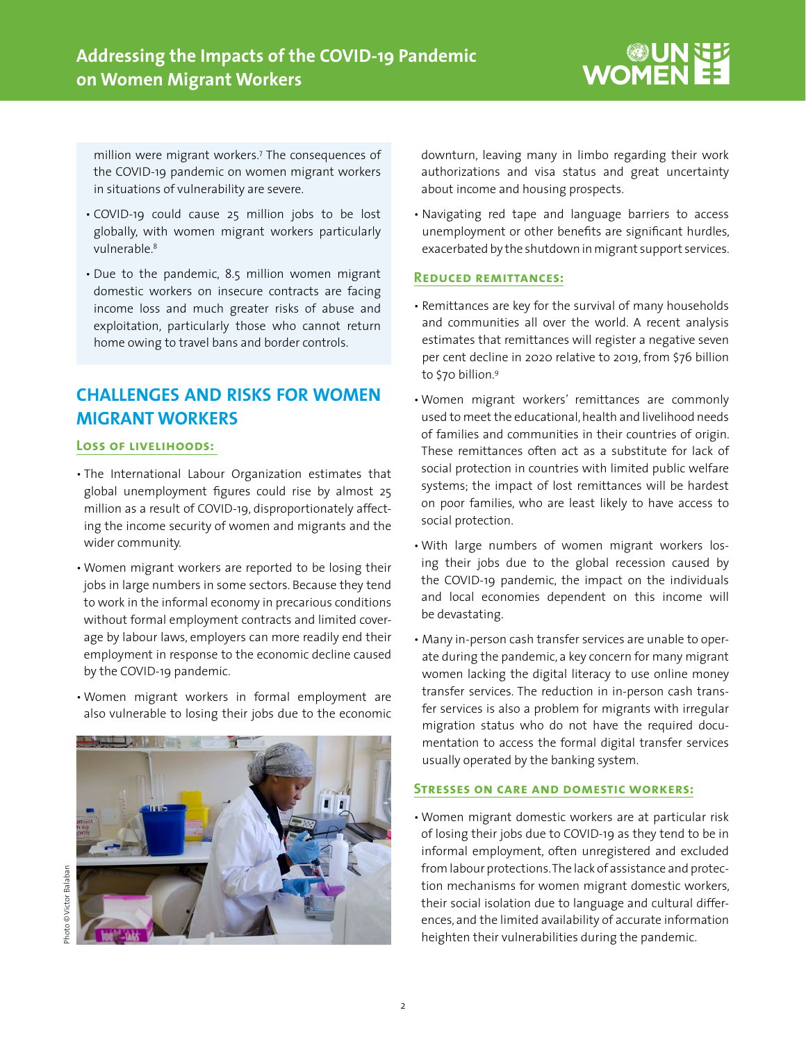million were migrant workers.[7] The consequences of the COVID-19 pandemic on women migrant workers in situations of vulnerability are severe.

- COVID-19 could cause 25 million jobs to be lost globally, with women migrant workers particularly vulnerable.[8]
- Due to the pandemic, 8.5 million women migrant domestic workers on insecure contracts are facing income loss and much greater risks of abuse and exploitation, particularly those who cannot return home owing to travel bans and border controls.

## CHALLENGES AND RISKS FOR WOMEN MIGRANT WORKERS

### Loss of livelihoods:

- The International Labour Organization estimates that global unemployment figures could rise by almost 25 million as a result of COVID-19, disproportionately affecting the income security of women and migrants and the wider community.
- Women migrant workers are reported to be losing their jobs in large numbers in some sectors. Because they tend to work in the informal economy in precarious conditions without formal employment contracts and limited coverage by labour laws, employers can more readily end their employment in response to the economic decline caused by the COVID-19 pandemic.
- Women migrant workers in formal employment are also vulnerable to losing their jobs due to the economic downturn, leaving many in limbo regarding their work authorizations and visa status and great uncertainty about income and housing prospects.
- Navigating red tape and language barriers to access unemployment or other benefits are significant hurdles, exacerbated by the shutdown in migrant support services.

Photo ©Victor Balaban

### Reduced remittances:

- Remittances are key for the survival of many households and communities all over the world. A recent analysis estimates that remittances will register a negative seven per cent decline in 2020 relative to 2019, from $76 billion to $70 billion.[9]
- Women migrant workers' remittances are commonly used to meet the educational, health and livelihood needs of families and communities in their countries of origin. These remittances often act as a substitute for lack of social protection in countries with limited public welfare systems; the impact of lost remittances will be hardest on poor families, who are least likely to have access to social protection.
- With large numbers of women migrant workers losing their jobs due to the global recession caused by the COVID-19 pandemic, the impact on the individuals and local economies dependent on this income will be devastating.
- Many in-person cash transfer services are unable to operate during the pandemic, a key concern for many migrant women lacking the digital literacy to use online money transfer services. The reduction in in-person cash transfer services is also a problem for migrants with irregular migration status who do not have the required documentation to access the formal digital transfer services usually operated by the banking system.

### Stresses on care and domestic workers:

- Women migrant domestic workers are at particular risk of losing their jobs due to COVID-19 as they tend to be in informal employment, often unregistered and excluded from labour protections. The lack of assistance and protection mechanisms for women migrant domestic workers, their social isolation due to language and cultural differences, and the limited availability of accurate information heighten their vulnerabilities during the pandemic.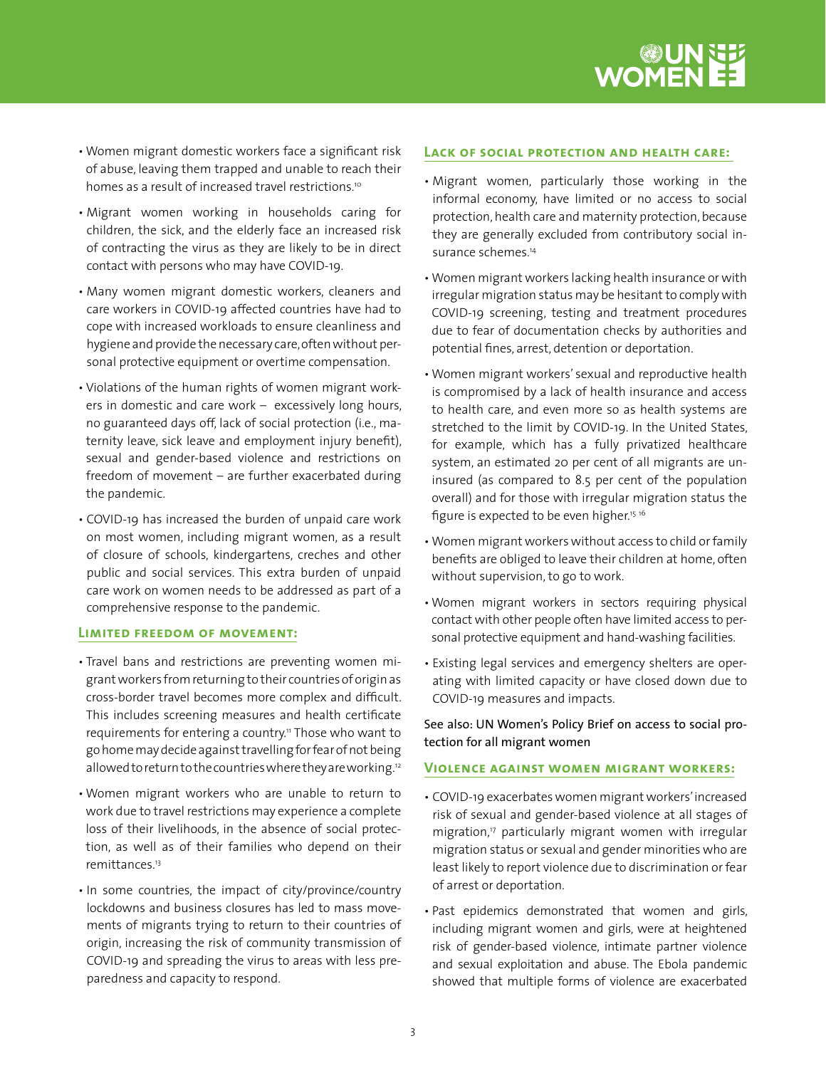- Women migrant domestic workers face a significant risk of abuse, leaving them trapped and unable to reach their homes as a result of increased travel restrictions.[10]

- Migrant women working in households caring for children, the sick, and the elderly face an increased risk of contracting the virus as they are likely to be in direct contact with persons who may have COVID-19.

- Many women migrant domestic workers, cleaners and care workers in COVID-19 affected countries have had to cope with increased workloads to ensure cleanliness and hygiene and provide the necessary care, often without personal protective equipment or overtime compensation.

- Violations of the human rights of women migrant workers in domestic and care work – excessively long hours, no guaranteed days off, lack of social protection (i.e., maternity leave, sick leave and employment injury benefit), sexual and gender-based violence and restrictions on freedom of movement – are further exacerbated during the pandemic.

- COVID-19 has increased the burden of unpaid care work on most women, including migrant women, as a result of closure of schools, kindergartens, creches and other public and social services. This extra burden of unpaid care work on women needs to be addressed as part of a comprehensive response to the pandemic.

## Limited freedom of movement:

- Travel bans and restrictions are preventing women migrant workers from returning to their countries of origin as cross-border travel becomes more complex and difficult. This includes screening measures and health certificate requirements for entering a country.[11] Those who want to go home may decide against travelling for fear of not being allowed to return to the countries where they are working.[12]

- Women migrant workers who are unable to return to work due to travel restrictions may experience a complete loss of their livelihoods, in the absence of social protection, as well as of their families who depend on their remittances.[13]

- In some countries, the impact of city/province/country lockdowns and business closures has led to mass movements of migrants trying to return to their countries of origin, increasing the risk of community transmission of COVID-19 and spreading the virus to areas with less preparedness and capacity to respond.

## Lack of social protection and health care:

- Migrant women, particularly those working in the informal economy, have limited or no access to social protection, health care and maternity protection, because they are generally excluded from contributory social insurance schemes.[14]

- Women migrant workers lacking health insurance or with irregular migration status may be hesitant to comply with COVID-19 screening, testing and treatment procedures due to fear of documentation checks by authorities and potential fines, arrest, detention or deportation.

- Women migrant workers' sexual and reproductive health is compromised by a lack of health insurance and access to health care, and even more so as health systems are stretched to the limit by COVID-19. In the United States, for example, which has a fully privatized healthcare system, an estimated 20 per cent of all migrants are uninsured (as compared to 8.5 per cent of the population overall) and for those with irregular migration status the figure is expected to be even higher.[15] [16]

- Women migrant workers without access to child or family benefits are obliged to leave their children at home, often without supervision, to go to work.

- Women migrant workers in sectors requiring physical contact with other people often have limited access to personal protective equipment and hand-washing facilities.

- Existing legal services and emergency shelters are operating with limited capacity or have closed down due to COVID-19 measures and impacts.

See also: UN Women's Policy Brief on access to social protection for all migrant women

## Violence against women migrant workers:

- COVID-19 exacerbates women migrant workers' increased risk of sexual and gender-based violence at all stages of migration,[17] particularly migrant women with irregular migration status or sexual and gender minorities who are least likely to report violence due to discrimination or fear of arrest or deportation.

- Past epidemics demonstrated that women and girls, including migrant women and girls, were at heightened risk of gender-based violence, intimate partner violence and sexual exploitation and abuse. The Ebola pandemic showed that multiple forms of violence are exacerbated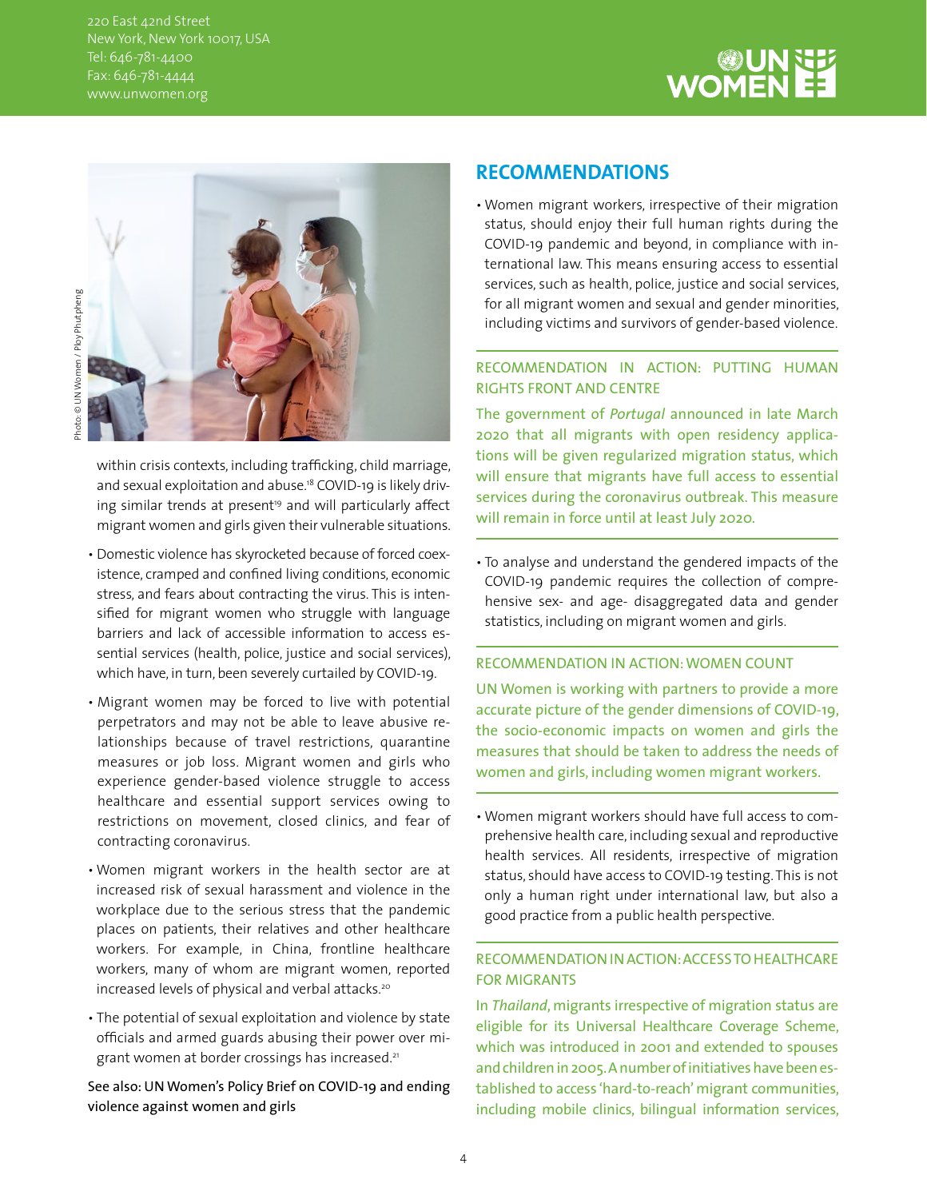within crisis contexts, including trafficking, child marriage, and sexual exploitation and abuse.[18] COVID-19 is likely driving similar trends at present[19] and will particularly affect migrant women and girls given their vulnerable situations.

- Domestic violence has skyrocketed because of forced coexistence, cramped and confined living conditions, economic stress, and fears about contracting the virus. This is intensified for migrant women who struggle with language barriers and lack of accessible information to access essential services (health, police, justice and social services), which have, in turn, been severely curtailed by COVID-19.
- Migrant women may be forced to live with potential perpetrators and may not be able to leave abusive relationships because of travel restrictions, quarantine measures or job loss. Migrant women and girls who experience gender-based violence struggle to access healthcare and essential support services owing to restrictions on movement, closed clinics, and fear of contracting coronavirus.
- Women migrant workers in the health sector are at increased risk of sexual harassment and violence in the workplace due to the serious stress that the pandemic places on patients, their relatives and other healthcare workers. For example, in China, frontline healthcare workers, many of whom are migrant women, reported increased levels of physical and verbal attacks.[20]
- The potential of sexual exploitation and violence by state officials and armed guards abusing their power over migrant women at border crossings has increased.[21]

See also: UN Women's Policy Brief on COVID-19 and ending violence against women and girls

## RECOMMENDATIONS

- Women migrant workers, irrespective of their migration status, should enjoy their full human rights during the COVID-19 pandemic and beyond, in compliance with international law. This means ensuring access to essential services, such as health, police, justice and social services, for all migrant women and sexual and gender minorities, including victims and survivors of gender-based violence.

### RECOMMENDATION IN ACTION: PUTTING HUMAN RIGHTS FRONT AND CENTRE

The government of *Portugal* announced in late March 2020 that all migrants with open residency applications will be given regularized migration status, which will ensure that migrants have full access to essential services during the coronavirus outbreak. This measure will remain in force until at least July 2020.

- To analyse and understand the gendered impacts of the COVID-19 pandemic requires the collection of comprehensive sex- and age- disaggregated data and gender statistics, including on migrant women and girls.

### RECOMMENDATION IN ACTION: WOMEN COUNT

UN Women is working with partners to provide a more accurate picture of the gender dimensions of COVID-19, the socio-economic impacts on women and girls the measures that should be taken to address the needs of women and girls, including women migrant workers.

- Women migrant workers should have full access to comprehensive health care, including sexual and reproductive health services. All residents, irrespective of migration status, should have access to COVID-19 testing. This is not only a human right under international law, but also a good practice from a public health perspective.

### RECOMMENDATION IN ACTION: ACCESS TO HEALTHCARE FOR MIGRANTS

In *Thailand*, migrants irrespective of migration status are eligible for its Universal Healthcare Coverage Scheme, which was introduced in 2001 and extended to spouses and children in 2005. A number of initiatives have been established to access 'hard-to-reach' migrant communities, including mobile clinics, bilingual information services,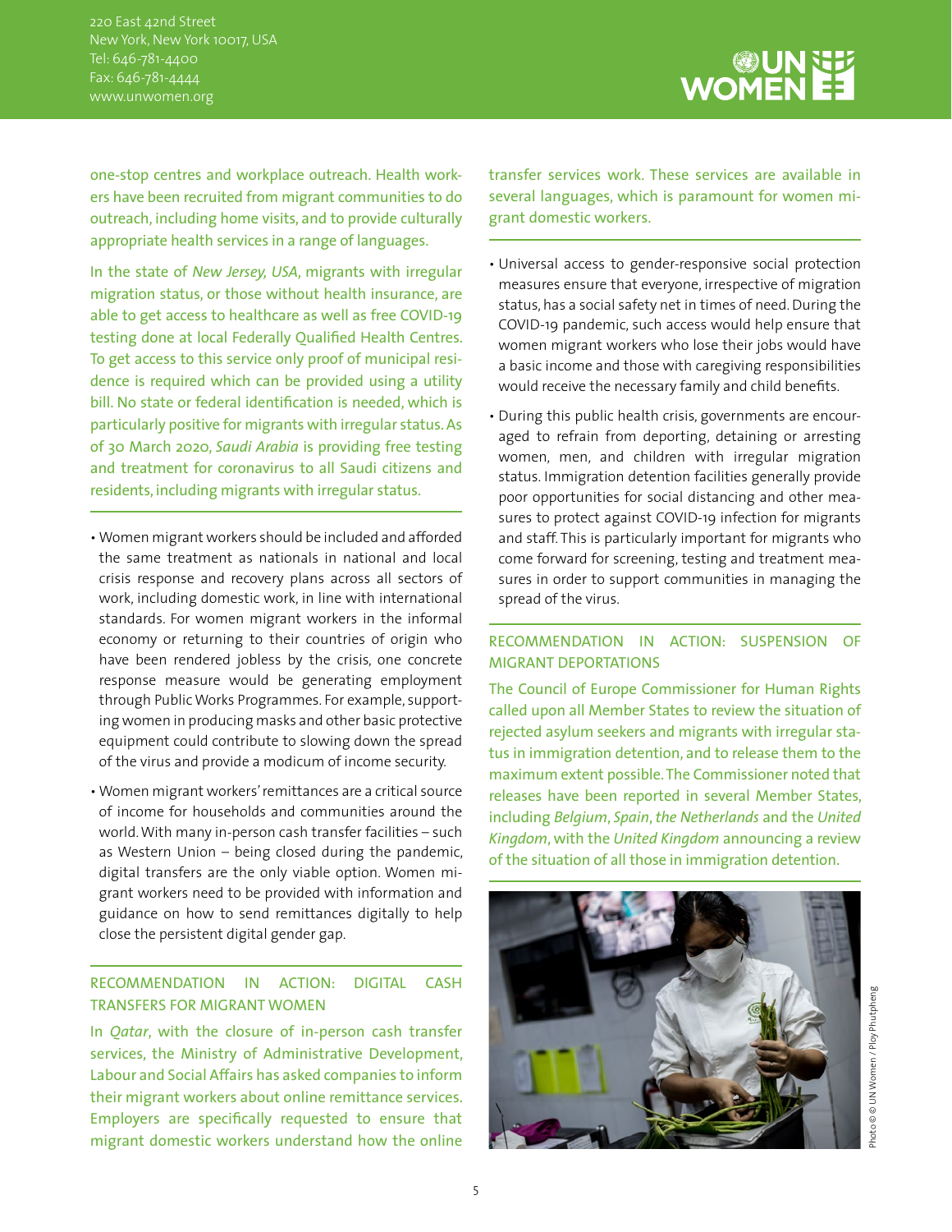one-stop centres and workplace outreach. Health workers have been recruited from migrant communities to do outreach, including home visits, and to provide culturally appropriate health services in a range of languages.

In the state of *New Jersey, USA*, migrants with irregular migration status, or those without health insurance, are able to get access to healthcare as well as free COVID-19 testing done at local Federally Qualified Health Centres. To get access to this service only proof of municipal residence is required which can be provided using a utility bill. No state or federal identification is needed, which is particularly positive for migrants with irregular status. As of 30 March 2020, *Saudi Arabia* is providing free testing and treatment for coronavirus to all Saudi citizens and residents, including migrants with irregular status.

- Women migrant workers should be included and afforded the same treatment as nationals in national and local crisis response and recovery plans across all sectors of work, including domestic work, in line with international standards. For women migrant workers in the informal economy or returning to their countries of origin who have been rendered jobless by the crisis, one concrete response measure would be generating employment through Public Works Programmes. For example, supporting women in producing masks and other basic protective equipment could contribute to slowing down the spread of the virus and provide a modicum of income security.
- Women migrant workers' remittances are a critical source of income for households and communities around the world. With many in-person cash transfer facilities – such as Western Union – being closed during the pandemic, digital transfers are the only viable option. Women migrant workers need to be provided with information and guidance on how to send remittances digitally to help close the persistent digital gender gap.

### RECOMMENDATION IN ACTION: DIGITAL CASH TRANSFERS FOR MIGRANT WOMEN

In *Qatar*, with the closure of in-person cash transfer services, the Ministry of Administrative Development, Labour and Social Affairs has asked companies to inform their migrant workers about online remittance services. Employers are specifically requested to ensure that migrant domestic workers understand how the online transfer services work. These services are available in several languages, which is paramount for women migrant domestic workers.

- Universal access to gender-responsive social protection measures ensure that everyone, irrespective of migration status, has a social safety net in times of need. During the COVID-19 pandemic, such access would help ensure that women migrant workers who lose their jobs would have a basic income and those with caregiving responsibilities would receive the necessary family and child benefits.
- During this public health crisis, governments are encouraged to refrain from deporting, detaining or arresting women, men, and children with irregular migration status. Immigration detention facilities generally provide poor opportunities for social distancing and other measures to protect against COVID-19 infection for migrants and staff. This is particularly important for migrants who come forward for screening, testing and treatment measures in order to support communities in managing the spread of the virus.

### RECOMMENDATION IN ACTION: SUSPENSION OF MIGRANT DEPORTATIONS

The Council of Europe Commissioner for Human Rights called upon all Member States to review the situation of rejected asylum seekers and migrants with irregular status in immigration detention, and to release them to the maximum extent possible. The Commissioner noted that releases have been reported in several Member States, including *Belgium*, *Spain*, *the Netherlands* and the *United Kingdom*, with the *United Kingdom* announcing a review of the situation of all those in immigration detention.

Photo © © UN Women / Ploy Phutpheng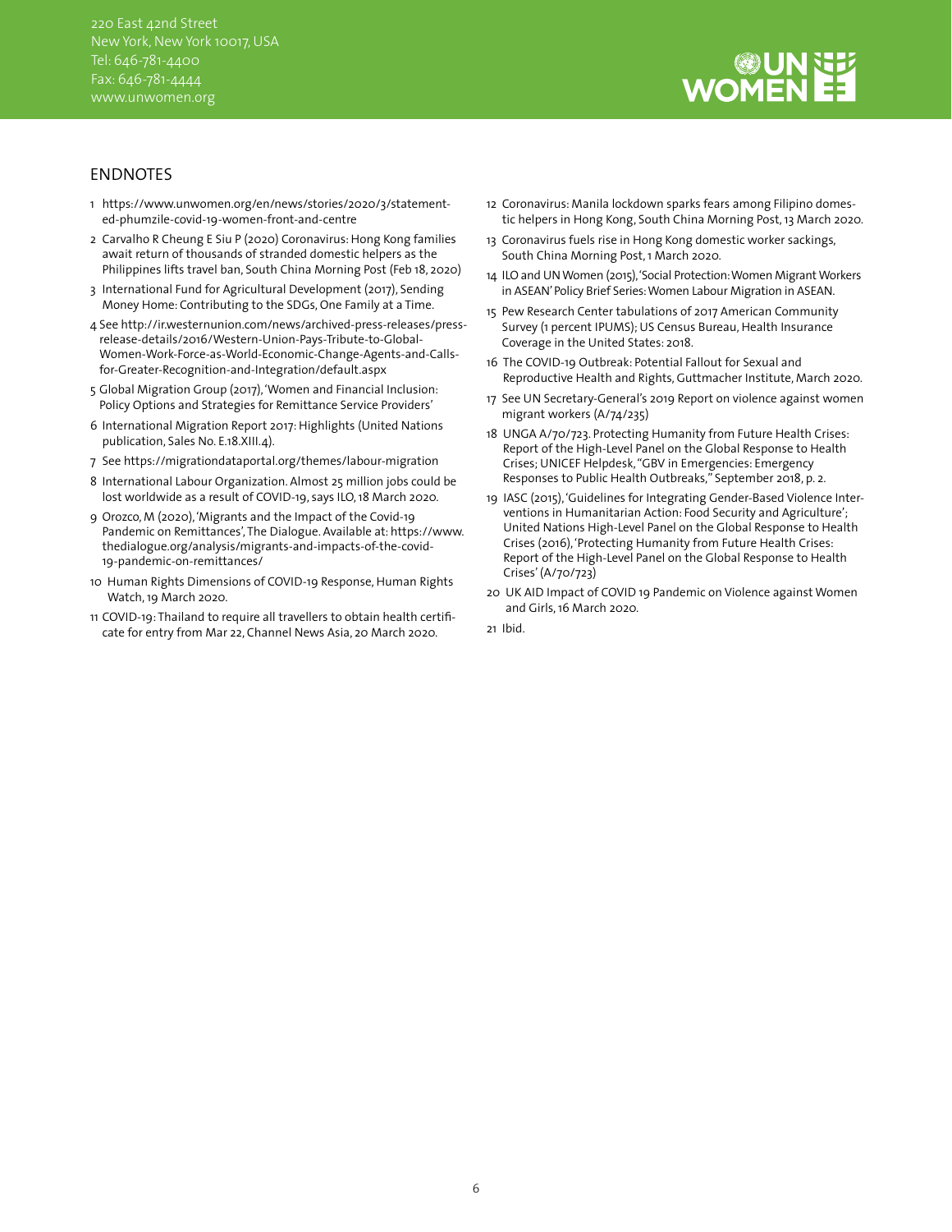220 East 42nd Street
New York, New York 10017, USA
Tel: 646-781-4400
Fax: 646-781-4444
www.unwomen.org

## ENDNOTES

1 https://www.unwomen.org/en/news/stories/2020/3/statement-ed-phumzile-covid-19-women-front-and-centre

2 Carvalho R Cheung E Siu P (2020) Coronavirus: Hong Kong families await return of thousands of stranded domestic helpers as the Philippines lifts travel ban, South China Morning Post (Feb 18, 2020)

3 International Fund for Agricultural Development (2017), Sending Money Home: Contributing to the SDGs, One Family at a Time.

4 See http://ir.westernunion.com/news/archived-press-releases/press-release-details/2016/Western-Union-Pays-Tribute-to-Global-Women-Work-Force-as-World-Economic-Change-Agents-and-Calls-for-Greater-Recognition-and-Integration/default.aspx

5 Global Migration Group (2017), 'Women and Financial Inclusion: Policy Options and Strategies for Remittance Service Providers'

6 International Migration Report 2017: Highlights (United Nations publication, Sales No. E.18.XIII.4).

7 See https://migrationdataportal.org/themes/labour-migration

8 International Labour Organization. Almost 25 million jobs could be lost worldwide as a result of COVID-19, says ILO, 18 March 2020.

9 Orozco, M (2020), 'Migrants and the Impact of the Covid-19 Pandemic on Remittances', The Dialogue. Available at: https://www.thedialogue.org/analysis/migrants-and-impacts-of-the-covid-19-pandemic-on-remittances/

10 Human Rights Dimensions of COVID-19 Response, Human Rights Watch, 19 March 2020.

11 COVID-19: Thailand to require all travellers to obtain health certificate for entry from Mar 22, Channel News Asia, 20 March 2020.

12 Coronavirus: Manila lockdown sparks fears among Filipino domestic helpers in Hong Kong, South China Morning Post, 13 March 2020.

13 Coronavirus fuels rise in Hong Kong domestic worker sackings, South China Morning Post, 1 March 2020.

14 ILO and UN Women (2015), 'Social Protection: Women Migrant Workers in ASEAN' Policy Brief Series: Women Labour Migration in ASEAN.

15 Pew Research Center tabulations of 2017 American Community Survey (1 percent IPUMS); US Census Bureau, Health Insurance Coverage in the United States: 2018.

16 The COVID-19 Outbreak: Potential Fallout for Sexual and Reproductive Health and Rights, Guttmacher Institute, March 2020.

17 See UN Secretary-General's 2019 Report on violence against women migrant workers (A/74/235)

18 UNGA A/70/723. Protecting Humanity from Future Health Crises: Report of the High-Level Panel on the Global Response to Health Crises; UNICEF Helpdesk, "GBV in Emergencies: Emergency Responses to Public Health Outbreaks," September 2018, p. 2.

19 IASC (2015), 'Guidelines for Integrating Gender-Based Violence Interventions in Humanitarian Action: Food Security and Agriculture'; United Nations High-Level Panel on the Global Response to Health Crises (2016), 'Protecting Humanity from Future Health Crises: Report of the High-Level Panel on the Global Response to Health Crises' (A/70/723)

20 UK AID Impact of COVID 19 Pandemic on Violence against Women and Girls, 16 March 2020.

21 Ibid.